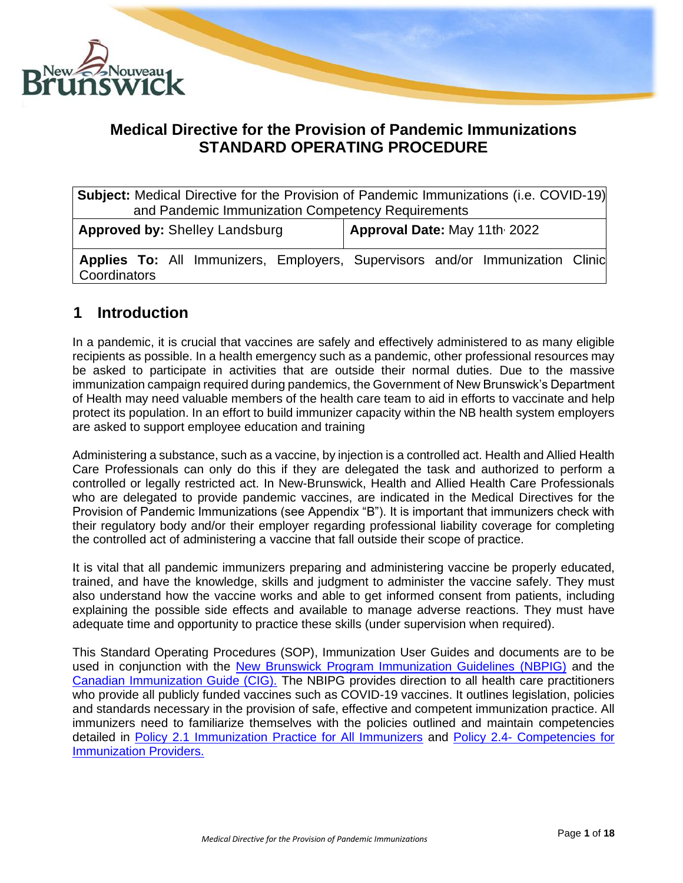# Medical Directive for the Provision of Pandemic Immunizations STANDARD OPERATING PROCEDURE

| **Subject:** Medical Directive for the Provision of Pandemic Immunizations (i.e. COVID-19) and Pandemic Immunization Competency Requirements | |
|---|---|
| **Approved by:** Shelley Landsburg | **Approval Date:** May 11th, 2022 |
| **Applies To:** All Immunizers, Employers, Supervisors and/or Immunization Clinic Coordinators | |

## 1 Introduction

In a pandemic, it is crucial that vaccines are safely and effectively administered to as many eligible recipients as possible. In a health emergency such as a pandemic, other professional resources may be asked to participate in activities that are outside their normal duties. Due to the massive immunization campaign required during pandemics, the Government of New Brunswick's Department of Health may need valuable members of the health care team to aid in efforts to vaccinate and help protect its population. In an effort to build immunizer capacity within the NB health system employers are asked to support employee education and training

Administering a substance, such as a vaccine, by injection is a controlled act. Health and Allied Health Care Professionals can only do this if they are delegated the task and authorized to perform a controlled or legally restricted act. In New-Brunswick, Health and Allied Health Care Professionals who are delegated to provide pandemic vaccines, are indicated in the Medical Directives for the Provision of Pandemic Immunizations (see Appendix "B"). It is important that immunizers check with their regulatory body and/or their employer regarding professional liability coverage for completing the controlled act of administering a vaccine that fall outside their scope of practice.

It is vital that all pandemic immunizers preparing and administering vaccine be properly educated, trained, and have the knowledge, skills and judgment to administer the vaccine safely. They must also understand how the vaccine works and able to get informed consent from patients, including explaining the possible side effects and available to manage adverse reactions. They must have adequate time and opportunity to practice these skills (under supervision when required).

This Standard Operating Procedures (SOP), Immunization User Guides and documents are to be used in conjunction with the New Brunswick Program Immunization Guidelines (NBPIG) and the Canadian Immunization Guide (CIG). The NBIPG provides direction to all health care practitioners who provide all publicly funded vaccines such as COVID-19 vaccines. It outlines legislation, policies and standards necessary in the provision of safe, effective and competent immunization practice. All immunizers need to familiarize themselves with the policies outlined and maintain competencies detailed in Policy 2.1 Immunization Practice for All Immunizers and Policy 2.4- Competencies for Immunization Providers.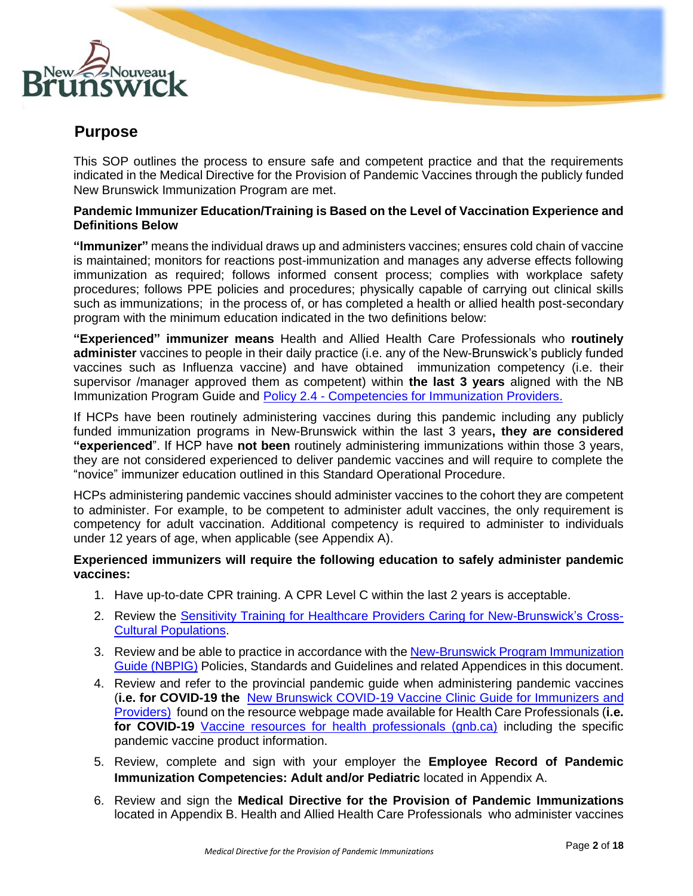## Purpose

This SOP outlines the process to ensure safe and competent practice and that the requirements indicated in the Medical Directive for the Provision of Pandemic Vaccines through the publicly funded New Brunswick Immunization Program are met.

**Pandemic Immunizer Education/Training is Based on the Level of Vaccination Experience and Definitions Below**

**"Immunizer"** means the individual draws up and administers vaccines; ensures cold chain of vaccine is maintained; monitors for reactions post-immunization and manages any adverse effects following immunization as required; follows informed consent process; complies with workplace safety procedures; follows PPE policies and procedures; physically capable of carrying out clinical skills such as immunizations; in the process of, or has completed a health or allied health post-secondary program with the minimum education indicated in the two definitions below:

**"Experienced" immunizer means** Health and Allied Health Care Professionals who **routinely administer** vaccines to people in their daily practice (i.e. any of the New-Brunswick's publicly funded vaccines such as Influenza vaccine) and have obtained immunization competency (i.e. their supervisor /manager approved them as competent) within **the last 3 years** aligned with the NB Immunization Program Guide and Policy 2.4 - Competencies for Immunization Providers.

If HCPs have been routinely administering vaccines during this pandemic including any publicly funded immunization programs in New-Brunswick within the last 3 years**, they are considered "experienced**". If HCP have **not been** routinely administering immunizations within those 3 years, they are not considered experienced to deliver pandemic vaccines and will require to complete the "novice" immunizer education outlined in this Standard Operational Procedure.

HCPs administering pandemic vaccines should administer vaccines to the cohort they are competent to administer. For example, to be competent to administer adult vaccines, the only requirement is competency for adult vaccination. Additional competency is required to administer to individuals under 12 years of age, when applicable (see Appendix A).

**Experienced immunizers will require the following education to safely administer pandemic vaccines:**

1. Have up-to-date CPR training. A CPR Level C within the last 2 years is acceptable.
2. Review the Sensitivity Training for Healthcare Providers Caring for New-Brunswick's Cross-Cultural Populations.
3. Review and be able to practice in accordance with the New-Brunswick Program Immunization Guide (NBPIG) Policies, Standards and Guidelines and related Appendices in this document.
4. Review and refer to the provincial pandemic guide when administering pandemic vaccines (**i.e. for COVID-19 the** New Brunswick COVID-19 Vaccine Clinic Guide for Immunizers and Providers) found on the resource webpage made available for Health Care Professionals (**i.e. for COVID-19** Vaccine resources for health professionals (gnb.ca) including the specific pandemic vaccine product information.
5. Review, complete and sign with your employer the **Employee Record of Pandemic Immunization Competencies: Adult and/or Pediatric** located in Appendix A.
6. Review and sign the **Medical Directive for the Provision of Pandemic Immunizations** located in Appendix B. Health and Allied Health Care Professionals who administer vaccines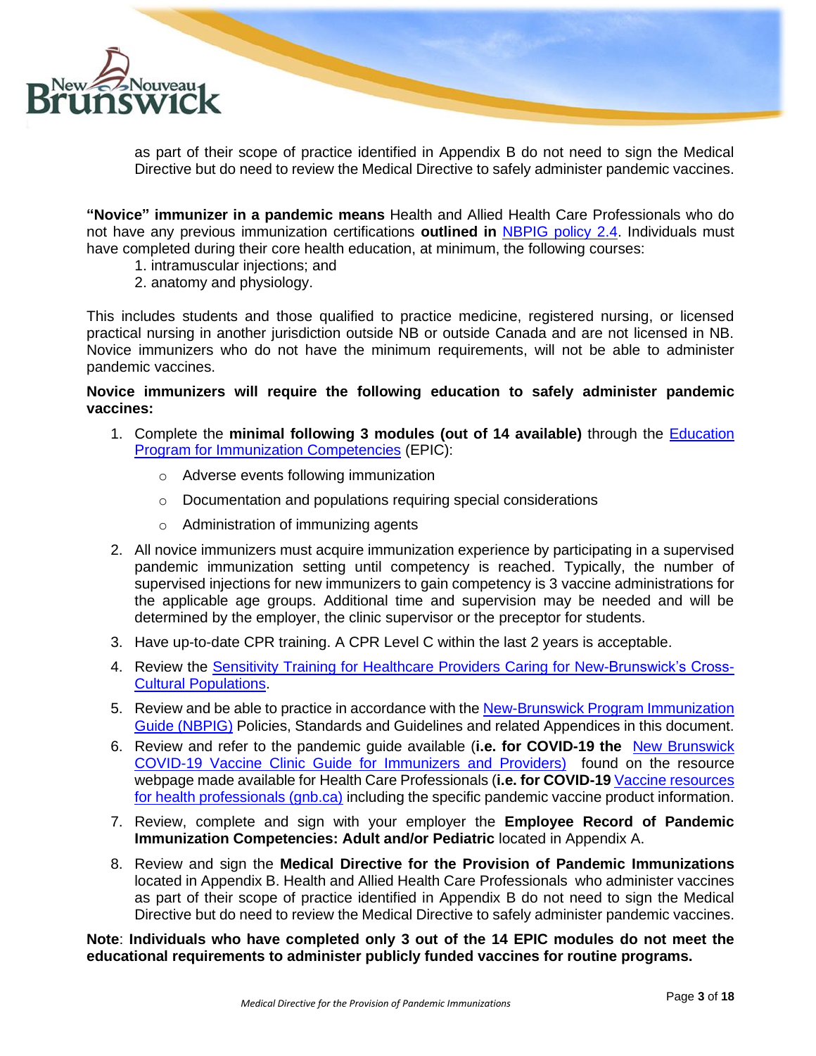as part of their scope of practice identified in Appendix B do not need to sign the Medical Directive but do need to review the Medical Directive to safely administer pandemic vaccines.

**"Novice" immunizer in a pandemic means** Health and Allied Health Care Professionals who do not have any previous immunization certifications **outlined in** NBPIG policy 2.4. Individuals must have completed during their core health education, at minimum, the following courses:

1. intramuscular injections; and
2. anatomy and physiology.

This includes students and those qualified to practice medicine, registered nursing, or licensed practical nursing in another jurisdiction outside NB or outside Canada and are not licensed in NB. Novice immunizers who do not have the minimum requirements, will not be able to administer pandemic vaccines.

**Novice immunizers will require the following education to safely administer pandemic vaccines:**

1. Complete the **minimal following 3 modules (out of 14 available)** through the Education Program for Immunization Competencies (EPIC):
   - Adverse events following immunization
   - Documentation and populations requiring special considerations
   - Administration of immunizing agents
2. All novice immunizers must acquire immunization experience by participating in a supervised pandemic immunization setting until competency is reached. Typically, the number of supervised injections for new immunizers to gain competency is 3 vaccine administrations for the applicable age groups. Additional time and supervision may be needed and will be determined by the employer, the clinic supervisor or the preceptor for students.
3. Have up-to-date CPR training. A CPR Level C within the last 2 years is acceptable.
4. Review the Sensitivity Training for Healthcare Providers Caring for New-Brunswick's Cross-Cultural Populations.
5. Review and be able to practice in accordance with the New-Brunswick Program Immunization Guide (NBPIG) Policies, Standards and Guidelines and related Appendices in this document.
6. Review and refer to the pandemic guide available (**i.e. for COVID-19 the** New Brunswick COVID-19 Vaccine Clinic Guide for Immunizers and Providers) found on the resource webpage made available for Health Care Professionals (**i.e. for COVID-19** Vaccine resources for health professionals (gnb.ca) including the specific pandemic vaccine product information.
7. Review, complete and sign with your employer the **Employee Record of Pandemic Immunization Competencies: Adult and/or Pediatric** located in Appendix A.
8. Review and sign the **Medical Directive for the Provision of Pandemic Immunizations** located in Appendix B. Health and Allied Health Care Professionals who administer vaccines as part of their scope of practice identified in Appendix B do not need to sign the Medical Directive but do need to review the Medical Directive to safely administer pandemic vaccines.

**Note**: **Individuals who have completed only 3 out of the 14 EPIC modules do not meet the educational requirements to administer publicly funded vaccines for routine programs.**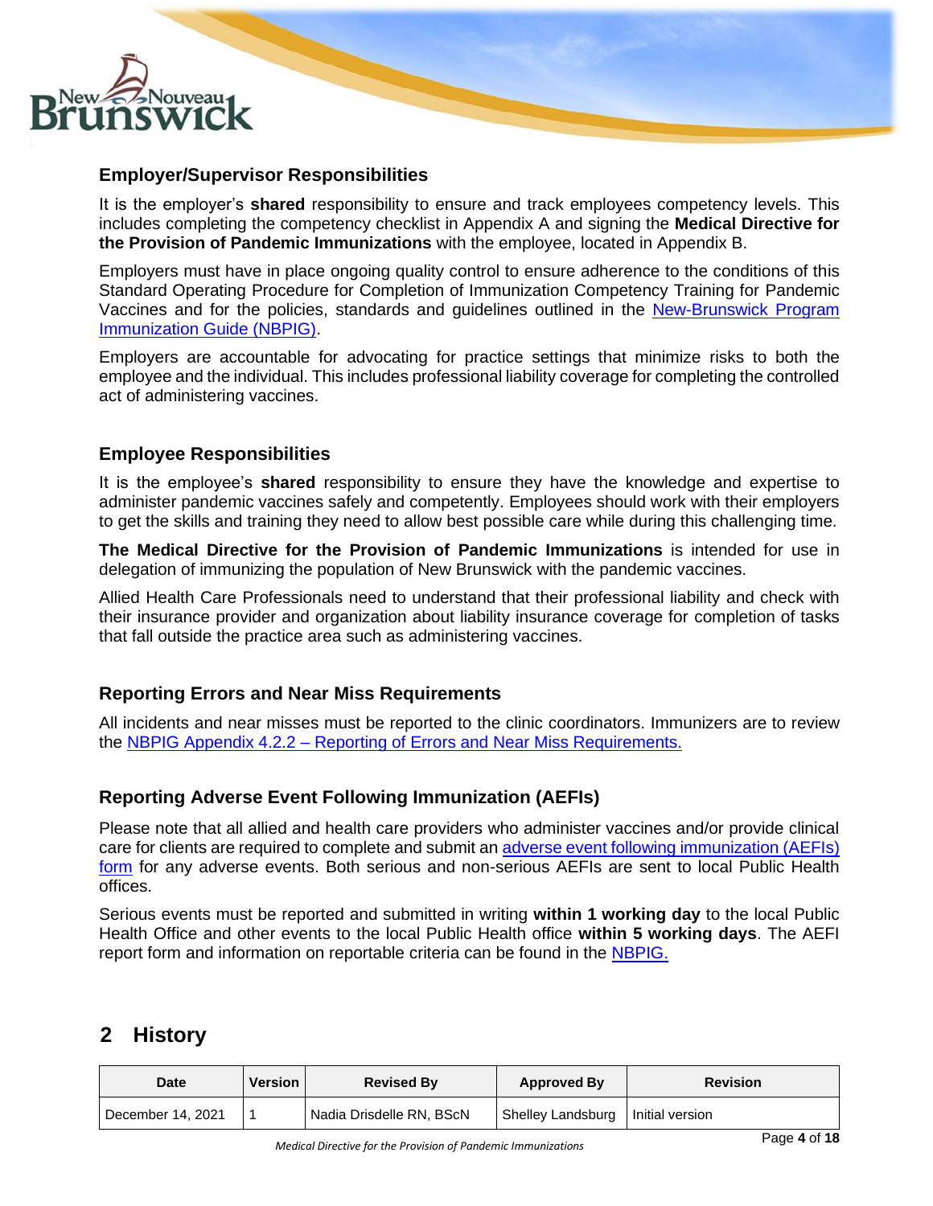### Employer/Supervisor Responsibilities

It is the employer's **shared** responsibility to ensure and track employees competency levels. This includes completing the competency checklist in Appendix A and signing the **Medical Directive for the Provision of Pandemic Immunizations** with the employee, located in Appendix B.

Employers must have in place ongoing quality control to ensure adherence to the conditions of this Standard Operating Procedure for Completion of Immunization Competency Training for Pandemic Vaccines and for the policies, standards and guidelines outlined in the New-Brunswick Program Immunization Guide (NBPIG).

Employers are accountable for advocating for practice settings that minimize risks to both the employee and the individual. This includes professional liability coverage for completing the controlled act of administering vaccines.

### Employee Responsibilities

It is the employee's **shared** responsibility to ensure they have the knowledge and expertise to administer pandemic vaccines safely and competently. Employees should work with their employers to get the skills and training they need to allow best possible care while during this challenging time.

**The Medical Directive for the Provision of Pandemic Immunizations** is intended for use in delegation of immunizing the population of New Brunswick with the pandemic vaccines.

Allied Health Care Professionals need to understand that their professional liability and check with their insurance provider and organization about liability insurance coverage for completion of tasks that fall outside the practice area such as administering vaccines.

### Reporting Errors and Near Miss Requirements

All incidents and near misses must be reported to the clinic coordinators. Immunizers are to review the NBPIG Appendix 4.2.2 – Reporting of Errors and Near Miss Requirements.

### Reporting Adverse Event Following Immunization (AEFIs)

Please note that all allied and health care providers who administer vaccines and/or provide clinical care for clients are required to complete and submit an adverse event following immunization (AEFIs) form for any adverse events. Both serious and non-serious AEFIs are sent to local Public Health offices.

Serious events must be reported and submitted in writing **within 1 working day** to the local Public Health Office and other events to the local Public Health office **within 5 working days**. The AEFI report form and information on reportable criteria can be found in the NBPIG.

## 2 History

| Date | Version | Revised By | Approved By | Revision |
|---|---|---|---|---|
| December 14, 2021 | 1 | Nadia Drisdelle RN, BScN | Shelley Landsburg | Initial version |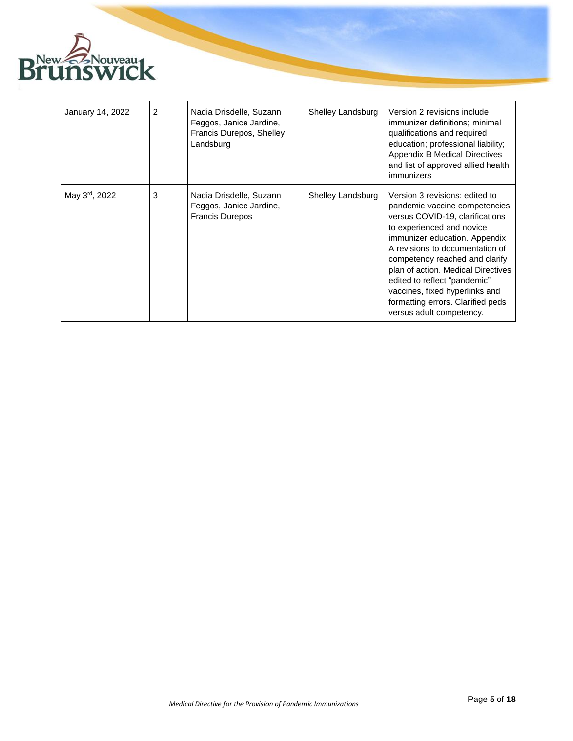| January 14, 2022 | 2 | Nadia Drisdelle, Suzann Feggos, Janice Jardine, Francis Durepos, Shelley Landsburg | Shelley Landsburg | Version 2 revisions include immunizer definitions; minimal qualifications and required education; professional liability; Appendix B Medical Directives and list of approved allied health immunizers |
|---|---|---|---|---|
| May 3rd, 2022 | 3 | Nadia Drisdelle, Suzann Feggos, Janice Jardine, Francis Durepos | Shelley Landsburg | Version 3 revisions: edited to pandemic vaccine competencies versus COVID-19, clarifications to experienced and novice immunizer education. Appendix A revisions to documentation of competency reached and clarify plan of action. Medical Directives edited to reflect "pandemic" vaccines, fixed hyperlinks and formatting errors. Clarified peds versus adult competency. |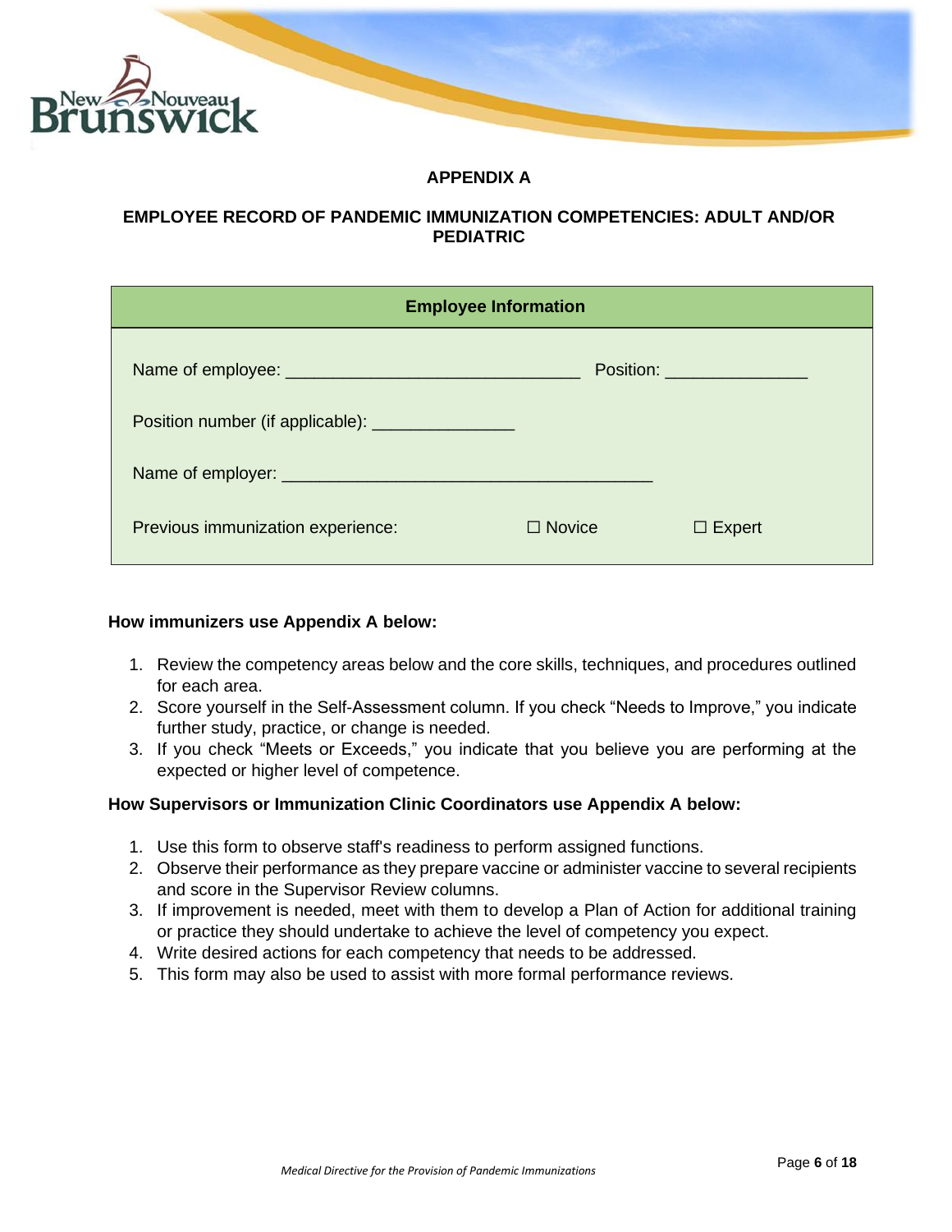# APPENDIX A

## EMPLOYEE RECORD OF PANDEMIC IMMUNIZATION COMPETENCIES: ADULT AND/OR PEDIATRIC

| Employee Information | | |
|---|---|---|
| Name of employee: ______________________________ | Position: ______________ | |
| Position number (if applicable): ______________ | | |
| Name of employer: ______________________________________ | | |
| Previous immunization experience: | ☐ Novice | ☐ Expert |

**How immunizers use Appendix A below:**

1. Review the competency areas below and the core skills, techniques, and procedures outlined for each area.
2. Score yourself in the Self-Assessment column. If you check "Needs to Improve," you indicate further study, practice, or change is needed.
3. If you check "Meets or Exceeds," you indicate that you believe you are performing at the expected or higher level of competence.

**How Supervisors or Immunization Clinic Coordinators use Appendix A below:**

1. Use this form to observe staff's readiness to perform assigned functions.
2. Observe their performance as they prepare vaccine or administer vaccine to several recipients and score in the Supervisor Review columns.
3. If improvement is needed, meet with them to develop a Plan of Action for additional training or practice they should undertake to achieve the level of competency you expect.
4. Write desired actions for each competency that needs to be addressed.
5. This form may also be used to assist with more formal performance reviews.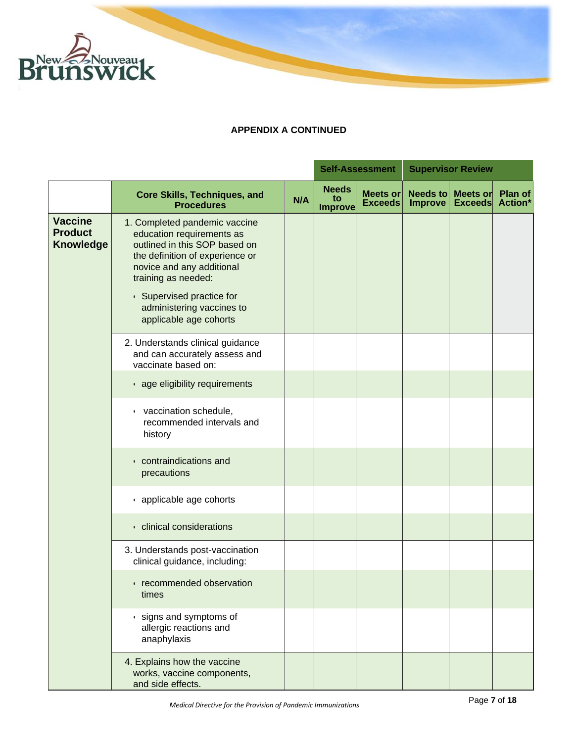**APPENDIX A CONTINUED**

| | | | Self-Assessment | | Supervisor Review | | |
|---|---|---|---|---|---|---|---|
| | **Core Skills, Techniques, and Procedures** | **N/A** | **Needs to Improve** | **Meets or Exceeds** | **Needs to Improve** | **Meets or Exceeds** | **Plan of Action*** |
| **Vaccine Product Knowledge** | 1. Completed pandemic vaccine education requirements as outlined in this SOP based on the definition of experience or novice and any additional training as needed:<br>• Supervised practice for administering vaccines to applicable age cohorts | | | | | | |
| | 2. Understands clinical guidance and can accurately assess and vaccinate based on: | | | | | | |
| | • age eligibility requirements | | | | | | |
| | • vaccination schedule, recommended intervals and history | | | | | | |
| | • contraindications and precautions | | | | | | |
| | • applicable age cohorts | | | | | | |
| | • clinical considerations | | | | | | |
| | 3. Understands post-vaccination clinical guidance, including: | | | | | | |
| | • recommended observation times | | | | | | |
| | • signs and symptoms of allergic reactions and anaphylaxis | | | | | | |
| | 4. Explains how the vaccine works, vaccine components, and side effects. | | | | | | |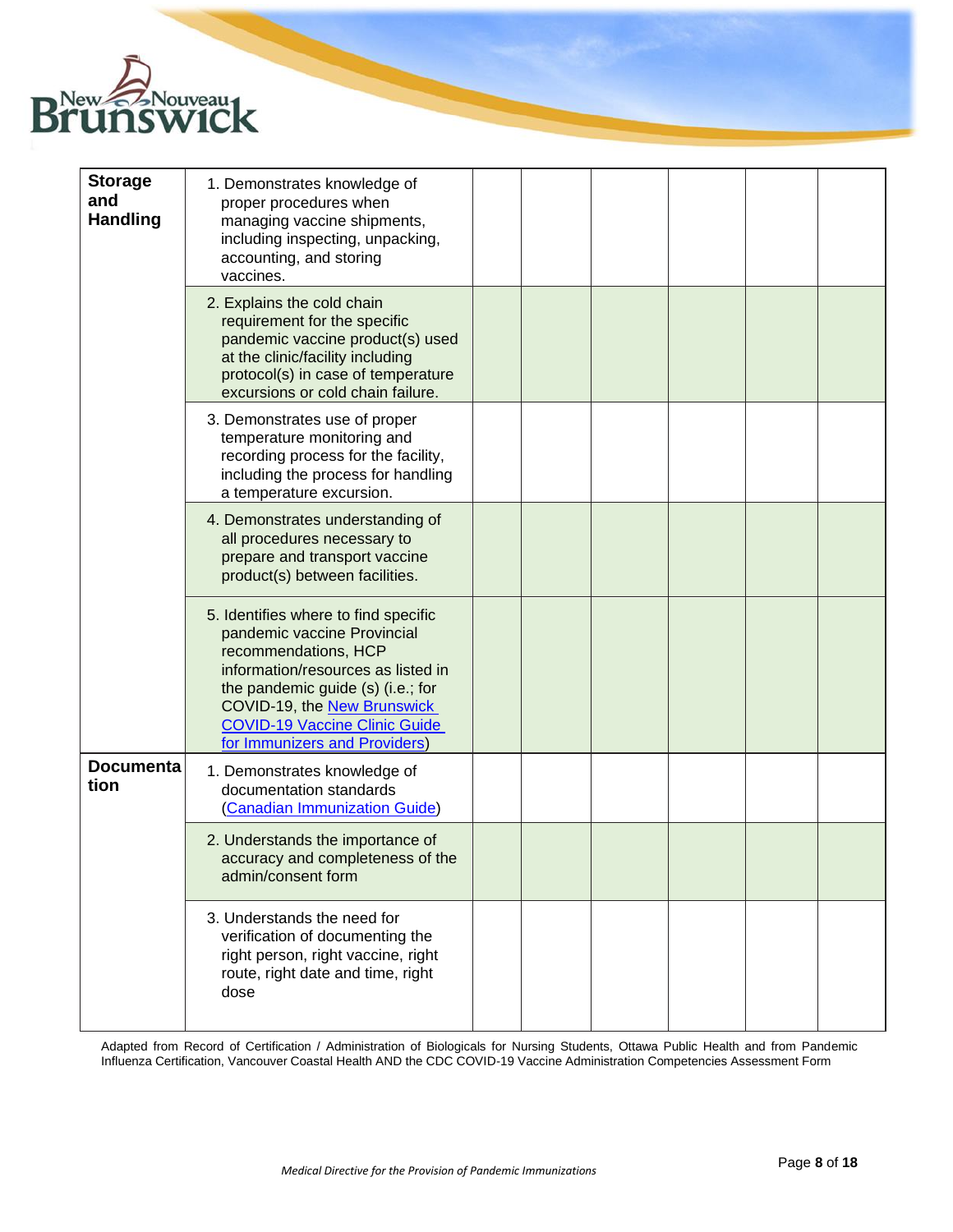| | | | | | | | |
|---|---|---|---|---|---|---|---|
| **Storage and Handling** | 1. Demonstrates knowledge of proper procedures when managing vaccine shipments, including inspecting, unpacking, accounting, and storing vaccines. | | | | | | |
| | 2. Explains the cold chain requirement for the specific pandemic vaccine product(s) used at the clinic/facility including protocol(s) in case of temperature excursions or cold chain failure. | | | | | | |
| | 3. Demonstrates use of proper temperature monitoring and recording process for the facility, including the process for handling a temperature excursion. | | | | | | |
| | 4. Demonstrates understanding of all procedures necessary to prepare and transport vaccine product(s) between facilities. | | | | | | |
| | 5. Identifies where to find specific pandemic vaccine Provincial recommendations, HCP information/resources as listed in the pandemic guide (s) (i.e.; for COVID-19, the New Brunswick COVID-19 Vaccine Clinic Guide for Immunizers and Providers) | | | | | | |
| **Documentation** | 1. Demonstrates knowledge of documentation standards (Canadian Immunization Guide) | | | | | | |
| | 2. Understands the importance of accuracy and completeness of the admin/consent form | | | | | | |
| | 3. Understands the need for verification of documenting the right person, right vaccine, right route, right date and time, right dose | | | | | | |

Adapted from Record of Certification / Administration of Biologicals for Nursing Students, Ottawa Public Health and from Pandemic Influenza Certification, Vancouver Coastal Health AND the CDC COVID-19 Vaccine Administration Competencies Assessment Form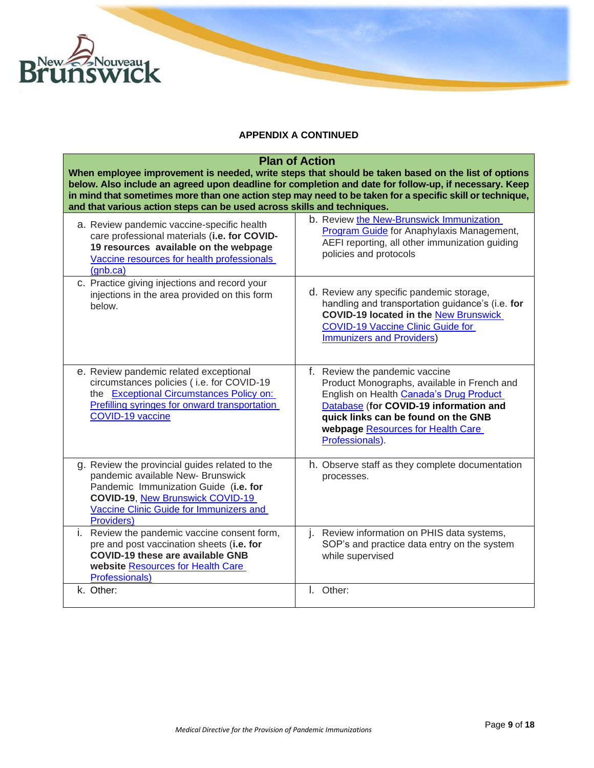**APPENDIX A CONTINUED**

| **Plan of Action**<br>**When employee improvement is needed, write steps that should be taken based on the list of options below. Also include an agreed upon deadline for completion and date for follow-up, if necessary. Keep in mind that sometimes more than one action step may need to be taken for a specific skill or technique, and that various action steps can be used across skills and techniques.** | |
|---|---|
| a. Review pandemic vaccine-specific health care professional materials (**i.e. for COVID-19 resources available on the webpage** Vaccine resources for health professionals (gnb.ca) | b. Review the New-Brunswick Immunization Program Guide for Anaphylaxis Management, AEFI reporting, all other immunization guiding policies and protocols |
| c. Practice giving injections and record your injections in the area provided on this form below. | d. Review any specific pandemic storage, handling and transportation guidance's (i.e. **for COVID-19 located in the** New Brunswick COVID-19 Vaccine Clinic Guide for Immunizers and Providers) |
| e. Review pandemic related exceptional circumstances policies ( i.e. for COVID-19 the Exceptional Circumstances Policy on: Prefilling syringes for onward transportation COVID-19 vaccine | f. Review the pandemic vaccine Product Monographs, available in French and English on Health Canada's Drug Product Database (**for COVID-19 information and quick links can be found on the GNB webpage** Resources for Health Care Professionals). |
| g. Review the provincial guides related to the pandemic available New- Brunswick Pandemic Immunization Guide (**i.e. for COVID-19**, New Brunswick COVID-19 Vaccine Clinic Guide for Immunizers and Providers) | h. Observe staff as they complete documentation processes. |
| i. Review the pandemic vaccine consent form, pre and post vaccination sheets (**i.e. for COVID-19 these are available GNB website** Resources for Health Care Professionals) | j. Review information on PHIS data systems, SOP's and practice data entry on the system while supervised |
| k. Other: | l. Other: |

*Medical Directive for the Provision of Pandemic Immunizations*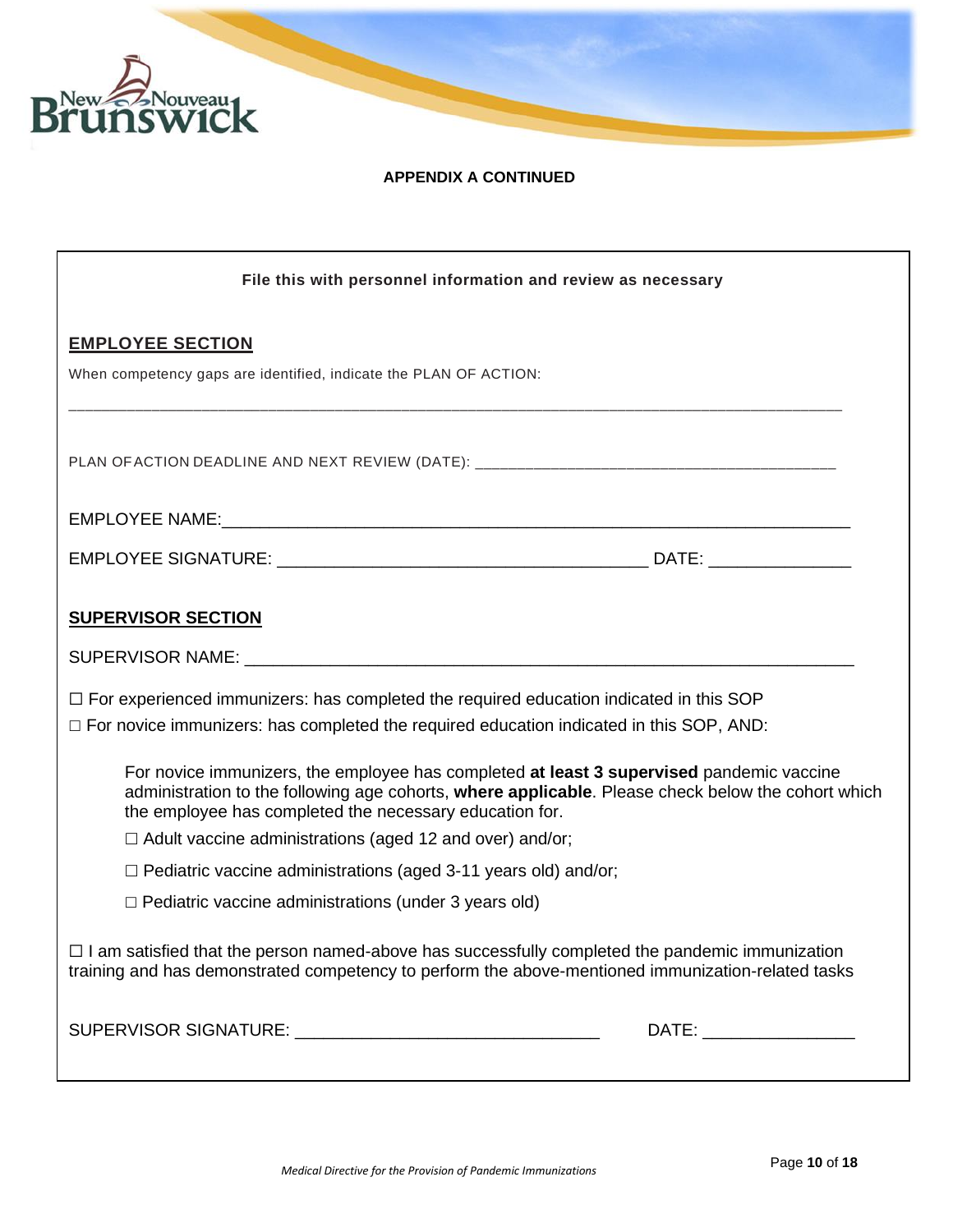**APPENDIX A CONTINUED**

**File this with personnel information and review as necessary**

**EMPLOYEE SECTION**

When competency gaps are identified, indicate the PLAN OF ACTION:

_______________________________________________________________________________

PLAN OF ACTION DEADLINE AND NEXT REVIEW (DATE): ____________________________________

EMPLOYEE NAME:____________________________________________________________

EMPLOYEE SIGNATURE: ___________________________________ DATE: _____________

**SUPERVISOR SECTION**

SUPERVISOR NAME: _________________________________________________________

☐ For experienced immunizers: has completed the required education indicated in this SOP

☐ For novice immunizers: has completed the required education indicated in this SOP, AND:

For novice immunizers, the employee has completed **at least 3 supervised** pandemic vaccine administration to the following age cohorts, **where applicable**. Please check below the cohort which the employee has completed the necessary education for.

☐ Adult vaccine administrations (aged 12 and over) and/or;

☐ Pediatric vaccine administrations (aged 3-11 years old) and/or;

☐ Pediatric vaccine administrations (under 3 years old)

☐ I am satisfied that the person named-above has successfully completed the pandemic immunization training and has demonstrated competency to perform the above-mentioned immunization-related tasks

SUPERVISOR SIGNATURE: ____________________________ DATE: ______________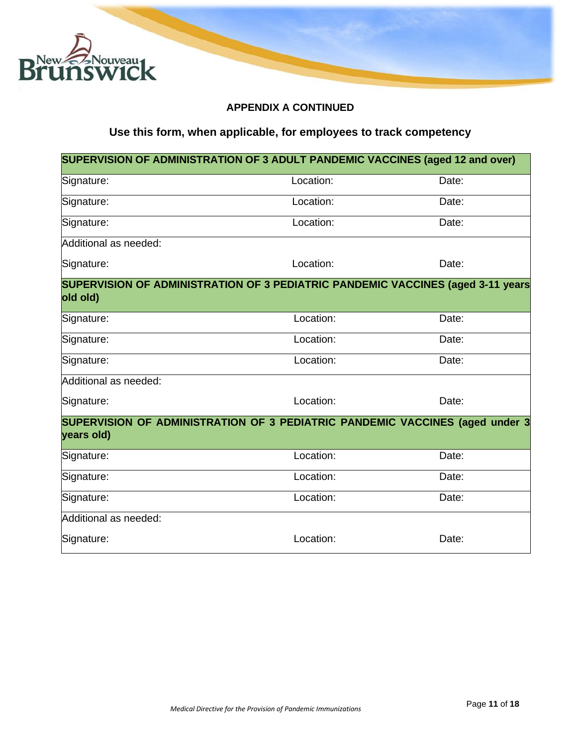**APPENDIX A CONTINUED**

**Use this form, when applicable, for employees to track competency**

| **SUPERVISION OF ADMINISTRATION OF 3 ADULT PANDEMIC VACCINES (aged 12 and over)** | | |
|---|---|---|
| Signature: | Location: | Date: |
| Signature: | Location: | Date: |
| Signature: | Location: | Date: |
| Additional as needed: | | |
| Signature: | Location: | Date: |
| **SUPERVISION OF ADMINISTRATION OF 3 PEDIATRIC PANDEMIC VACCINES (aged 3-11 years old old)** | | |
| Signature: | Location: | Date: |
| Signature: | Location: | Date: |
| Signature: | Location: | Date: |
| Additional as needed: | | |
| Signature: | Location: | Date: |
| **SUPERVISION OF ADMINISTRATION OF 3 PEDIATRIC PANDEMIC VACCINES (aged under 3 years old)** | | |
| Signature: | Location: | Date: |
| Signature: | Location: | Date: |
| Signature: | Location: | Date: |
| Additional as needed: | | |
| Signature: | Location: | Date: |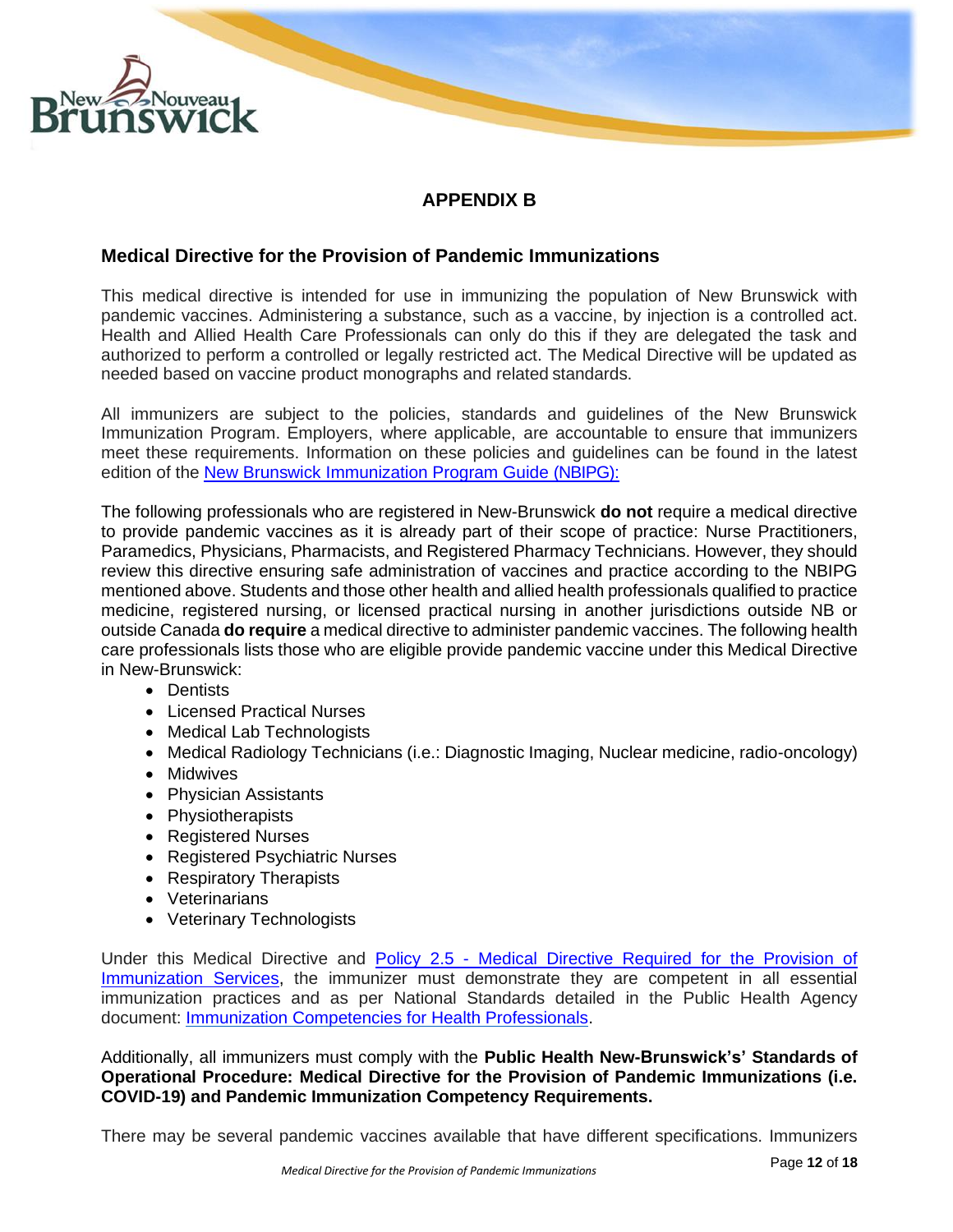## APPENDIX B

### Medical Directive for the Provision of Pandemic Immunizations

This medical directive is intended for use in immunizing the population of New Brunswick with pandemic vaccines. Administering a substance, such as a vaccine, by injection is a controlled act. Health and Allied Health Care Professionals can only do this if they are delegated the task and authorized to perform a controlled or legally restricted act. The Medical Directive will be updated as needed based on vaccine product monographs and related standards.

All immunizers are subject to the policies, standards and guidelines of the New Brunswick Immunization Program. Employers, where applicable, are accountable to ensure that immunizers meet these requirements. Information on these policies and guidelines can be found in the latest edition of the New Brunswick Immunization Program Guide (NBIPG):

The following professionals who are registered in New-Brunswick **do not** require a medical directive to provide pandemic vaccines as it is already part of their scope of practice: Nurse Practitioners, Paramedics, Physicians, Pharmacists, and Registered Pharmacy Technicians. However, they should review this directive ensuring safe administration of vaccines and practice according to the NBIPG mentioned above. Students and those other health and allied health professionals qualified to practice medicine, registered nursing, or licensed practical nursing in another jurisdictions outside NB or outside Canada **do require** a medical directive to administer pandemic vaccines. The following health care professionals lists those who are eligible provide pandemic vaccine under this Medical Directive in New-Brunswick:

- Dentists
- Licensed Practical Nurses
- Medical Lab Technologists
- Medical Radiology Technicians (i.e.: Diagnostic Imaging, Nuclear medicine, radio-oncology)
- Midwives
- Physician Assistants
- Physiotherapists
- Registered Nurses
- Registered Psychiatric Nurses
- Respiratory Therapists
- Veterinarians
- Veterinary Technologists

Under this Medical Directive and Policy 2.5 - Medical Directive Required for the Provision of Immunization Services, the immunizer must demonstrate they are competent in all essential immunization practices and as per National Standards detailed in the Public Health Agency document: Immunization Competencies for Health Professionals.

Additionally, all immunizers must comply with the **Public Health New-Brunswick's' Standards of Operational Procedure: Medical Directive for the Provision of Pandemic Immunizations (i.e. COVID-19) and Pandemic Immunization Competency Requirements.**

There may be several pandemic vaccines available that have different specifications. Immunizers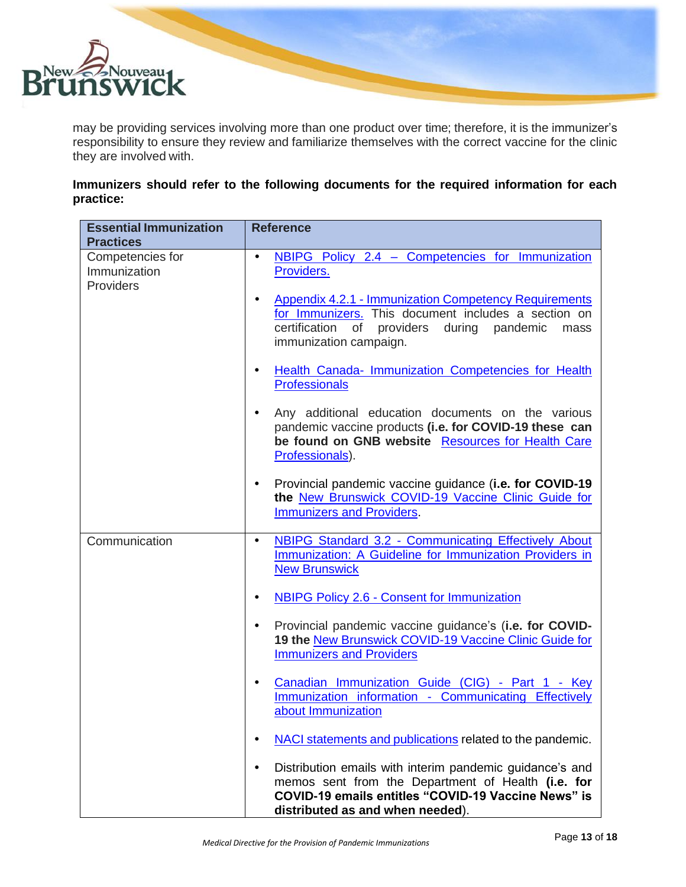may be providing services involving more than one product over time; therefore, it is the immunizer's responsibility to ensure they review and familiarize themselves with the correct vaccine for the clinic they are involved with.

**Immunizers should refer to the following documents for the required information for each practice:**

| Essential Immunization Practices | Reference |
|---|---|
| Competencies for Immunization Providers | • NBIPG Policy 2.4 – Competencies for Immunization Providers.<br>• Appendix 4.2.1 - Immunization Competency Requirements for Immunizers. This document includes a section on certification of providers during pandemic mass immunization campaign.<br>• Health Canada- Immunization Competencies for Health Professionals<br>• Any additional education documents on the various pandemic vaccine products **(i.e. for COVID-19 these can be found on GNB website** Resources for Health Care Professionals).<br>• Provincial pandemic vaccine guidance (**i.e. for COVID-19 the** New Brunswick COVID-19 Vaccine Clinic Guide for Immunizers and Providers. |
| Communication | • NBIPG Standard 3.2 - Communicating Effectively About Immunization: A Guideline for Immunization Providers in New Brunswick<br>• NBIPG Policy 2.6 - Consent for Immunization<br>• Provincial pandemic vaccine guidance's (**i.e. for COVID-19 the** New Brunswick COVID-19 Vaccine Clinic Guide for Immunizers and Providers<br>• Canadian Immunization Guide (CIG) - Part 1 - Key Immunization information - Communicating Effectively about Immunization<br>• NACI statements and publications related to the pandemic.<br>• Distribution emails with interim pandemic guidance's and memos sent from the Department of Health **(i.e. for COVID-19 emails entitles "COVID-19 Vaccine News" is distributed as and when needed**). |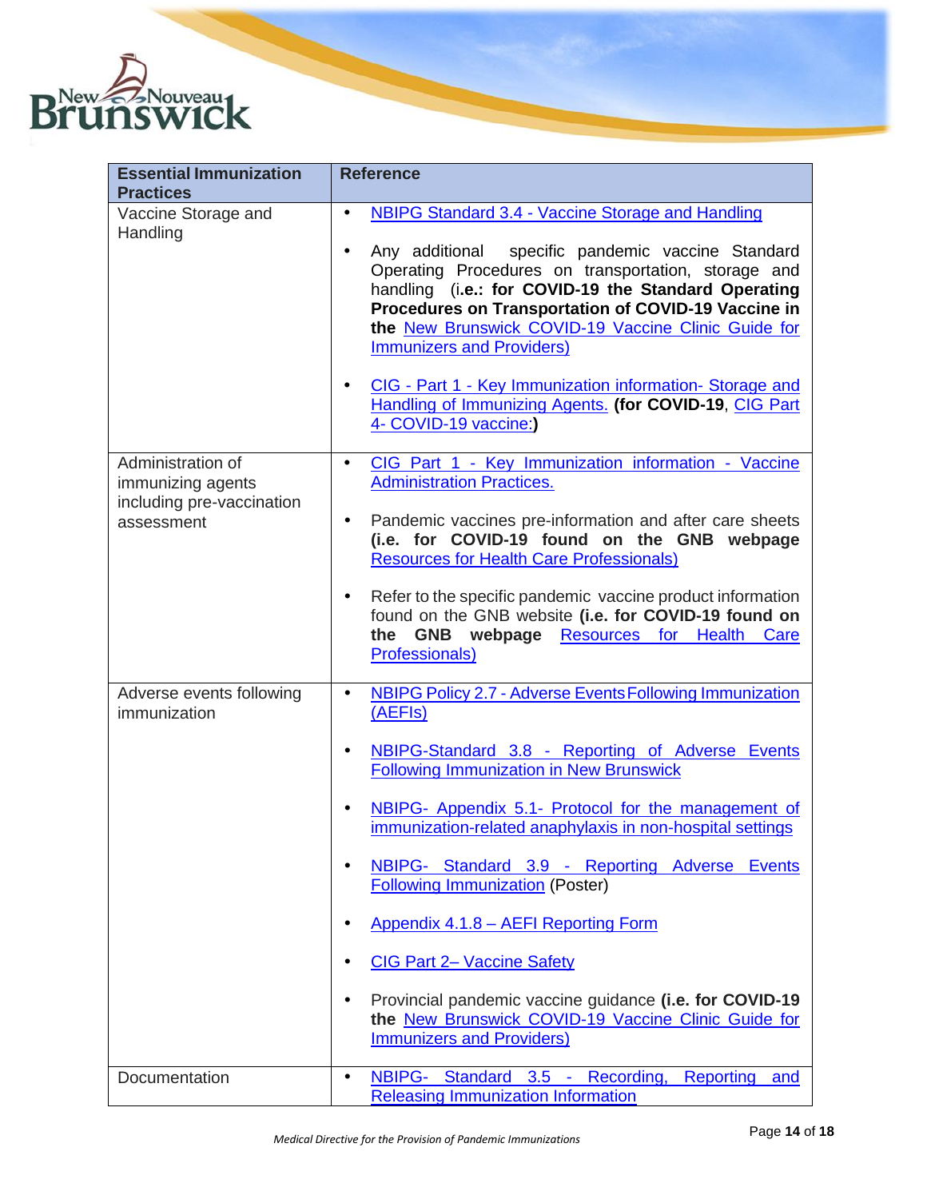| Essential Immunization Practices | Reference |
|---|---|
| Vaccine Storage and Handling | • NBIPG Standard 3.4 - Vaccine Storage and Handling<br><br>• Any additional specific pandemic vaccine Standard Operating Procedures on transportation, storage and handling (**i.e.: for COVID-19 the Standard Operating Procedures on Transportation of COVID-19 Vaccine in the** New Brunswick COVID-19 Vaccine Clinic Guide for Immunizers and Providers)<br><br>• CIG - Part 1 - Key Immunization information- Storage and Handling of Immunizing Agents. **(for COVID-19**, CIG Part 4- COVID-19 vaccine:**)** |
| Administration of immunizing agents including pre-vaccination assessment | • CIG Part 1 - Key Immunization information - Vaccine Administration Practices.<br><br>• Pandemic vaccines pre-information and after care sheets **(i.e. for COVID-19 found on the GNB webpage** Resources for Health Care Professionals)<br><br>• Refer to the specific pandemic vaccine product information found on the GNB website **(i.e. for COVID-19 found on the GNB webpage** Resources for Health Care Professionals) |
| Adverse events following immunization | • NBIPG Policy 2.7 - Adverse Events Following Immunization (AEFIs)<br><br>• NBIPG-Standard 3.8 - Reporting of Adverse Events Following Immunization in New Brunswick<br><br>• NBIPG- Appendix 5.1- Protocol for the management of immunization-related anaphylaxis in non-hospital settings<br><br>• NBIPG- Standard 3.9 - Reporting Adverse Events Following Immunization (Poster)<br><br>• Appendix 4.1.8 – AEFI Reporting Form<br><br>• CIG Part 2– Vaccine Safety<br><br>• Provincial pandemic vaccine guidance **(i.e. for COVID-19 the** New Brunswick COVID-19 Vaccine Clinic Guide for Immunizers and Providers) |
| Documentation | • NBIPG- Standard 3.5 - Recording, Reporting and Releasing Immunization Information |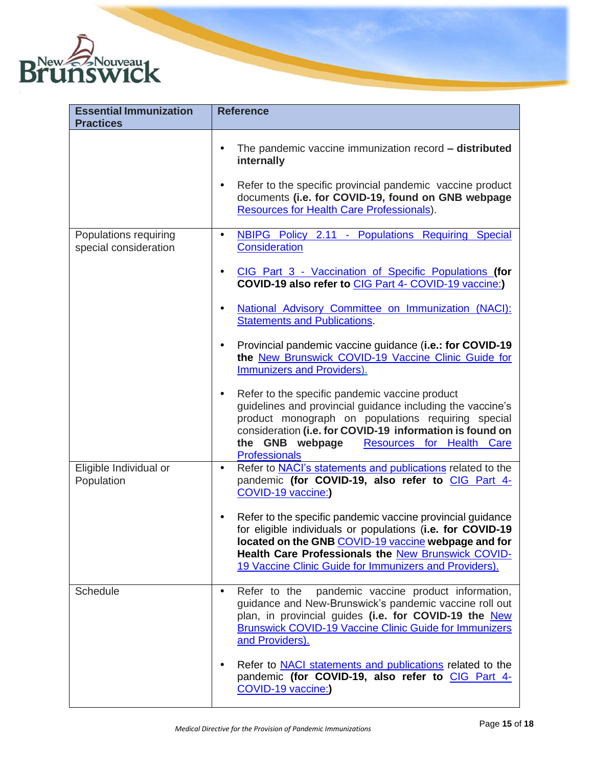| Essential Immunization Practices | Reference |
|---|---|
| | • The pandemic vaccine immunization record **– distributed internally**<br><br>• Refer to the specific provincial pandemic vaccine product documents **(i.e. for COVID-19, found on GNB webpage** Resources for Health Care Professionals). |
| Populations requiring special consideration | • NBIPG Policy 2.11 - Populations Requiring Special Consideration<br><br>• CIG Part 3 - Vaccination of Specific Populations **(for COVID-19 also refer to** CIG Part 4- COVID-19 vaccine:**)**<br><br>• National Advisory Committee on Immunization (NACI): Statements and Publications.<br><br>• Provincial pandemic vaccine guidance (**i.e.: for COVID-19 the** New Brunswick COVID-19 Vaccine Clinic Guide for Immunizers and Providers).<br><br>• Refer to the specific pandemic vaccine product guidelines and provincial guidance including the vaccine's product monograph on populations requiring special consideration **(i.e. for COVID-19 information is found on the GNB webpage** Resources for Health Care Professionals |
| Eligible Individual or Population | • Refer to NACI's statements and publications related to the pandemic **(for COVID-19, also refer to** CIG Part 4- COVID-19 vaccine:**)**<br><br>• Refer to the specific pandemic vaccine provincial guidance for eligible individuals or populations (**i.e. for COVID-19 located on the GNB** COVID-19 vaccine **webpage and for Health Care Professionals the** New Brunswick COVID-19 Vaccine Clinic Guide for Immunizers and Providers). |
| Schedule | • Refer to the pandemic vaccine product information, guidance and New-Brunswick's pandemic vaccine roll out plan, in provincial guides **(i.e. for COVID-19 the** New Brunswick COVID-19 Vaccine Clinic Guide for Immunizers and Providers).<br><br>• Refer to NACI statements and publications related to the pandemic **(for COVID-19, also refer to** CIG Part 4- COVID-19 vaccine:**)** |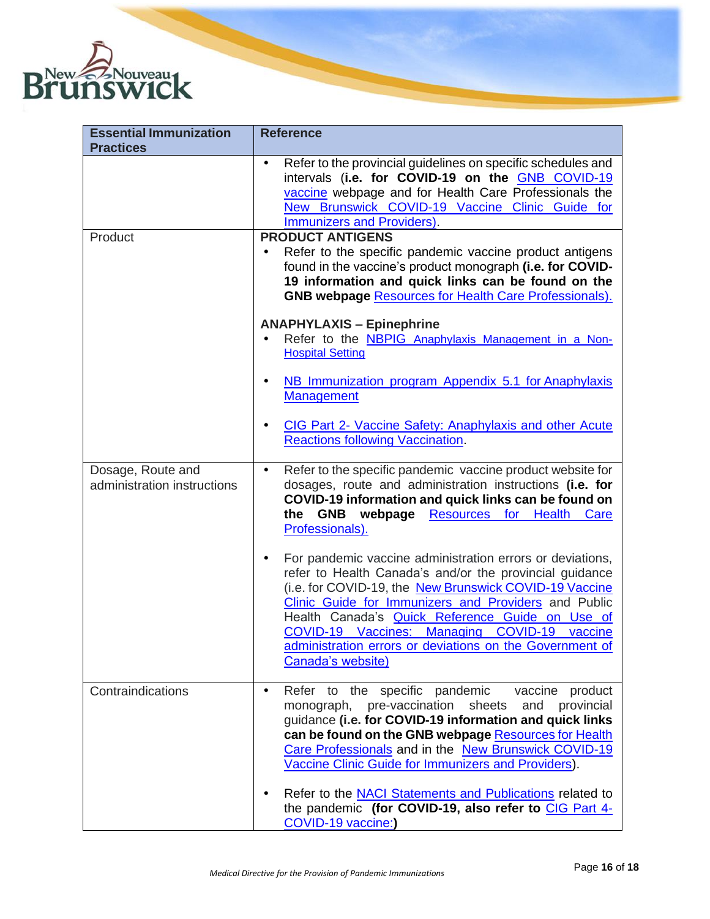| Essential Immunization Practices | Reference |
|---|---|
| | • Refer to the provincial guidelines on specific schedules and intervals (**i.e. for COVID-19 on the** GNB COVID-19 vaccine webpage and for Health Care Professionals the New Brunswick COVID-19 Vaccine Clinic Guide for Immunizers and Providers). |
| Product | **PRODUCT ANTIGENS**<br>• Refer to the specific pandemic vaccine product antigens found in the vaccine's product monograph **(i.e. for COVID-19 information and quick links can be found on the GNB webpage** Resources for Health Care Professionals).<br><br>**ANAPHYLAXIS – Epinephrine**<br>• Refer to the NBPIG Anaphylaxis Management in a Non-Hospital Setting<br><br>• NB Immunization program Appendix 5.1 for Anaphylaxis Management<br><br>• CIG Part 2- Vaccine Safety: Anaphylaxis and other Acute Reactions following Vaccination. |
| Dosage, Route and administration instructions | • Refer to the specific pandemic vaccine product website for dosages, route and administration instructions **(i.e. for COVID-19 information and quick links can be found on the GNB webpage** Resources for Health Care Professionals).<br><br>• For pandemic vaccine administration errors or deviations, refer to Health Canada's and/or the provincial guidance (i.e. for COVID-19, the New Brunswick COVID-19 Vaccine Clinic Guide for Immunizers and Providers and Public Health Canada's Quick Reference Guide on Use of COVID-19 Vaccines: Managing COVID-19 vaccine administration errors or deviations on the Government of Canada's website) |
| Contraindications | • Refer to the specific pandemic vaccine product monograph, pre-vaccination sheets and provincial guidance **(i.e. for COVID-19 information and quick links can be found on the GNB webpage** Resources for Health Care Professionals and in the New Brunswick COVID-19 Vaccine Clinic Guide for Immunizers and Providers).<br><br>• Refer to the NACI Statements and Publications related to the pandemic **(for COVID-19, also refer to** CIG Part 4- COVID-19 vaccine:**)** |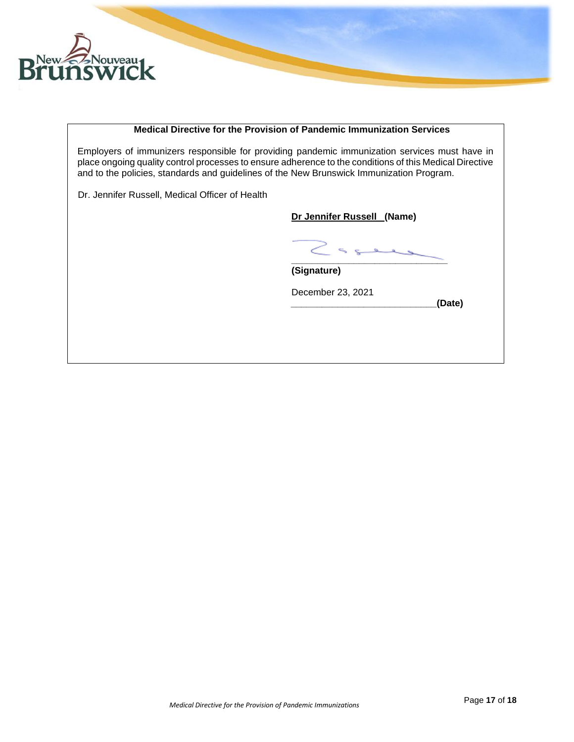**Medical Directive for the Provision of Pandemic Immunization Services**

Employers of immunizers responsible for providing pandemic immunization services must have in place ongoing quality control processes to ensure adherence to the conditions of this Medical Directive and to the policies, standards and guidelines of the New Brunswick Immunization Program.

Dr. Jennifer Russell, Medical Officer of Health

**Dr Jennifer Russell (Name)**

_______________________________
**(Signature)**

December 23, 2021
_______________________________**(Date)**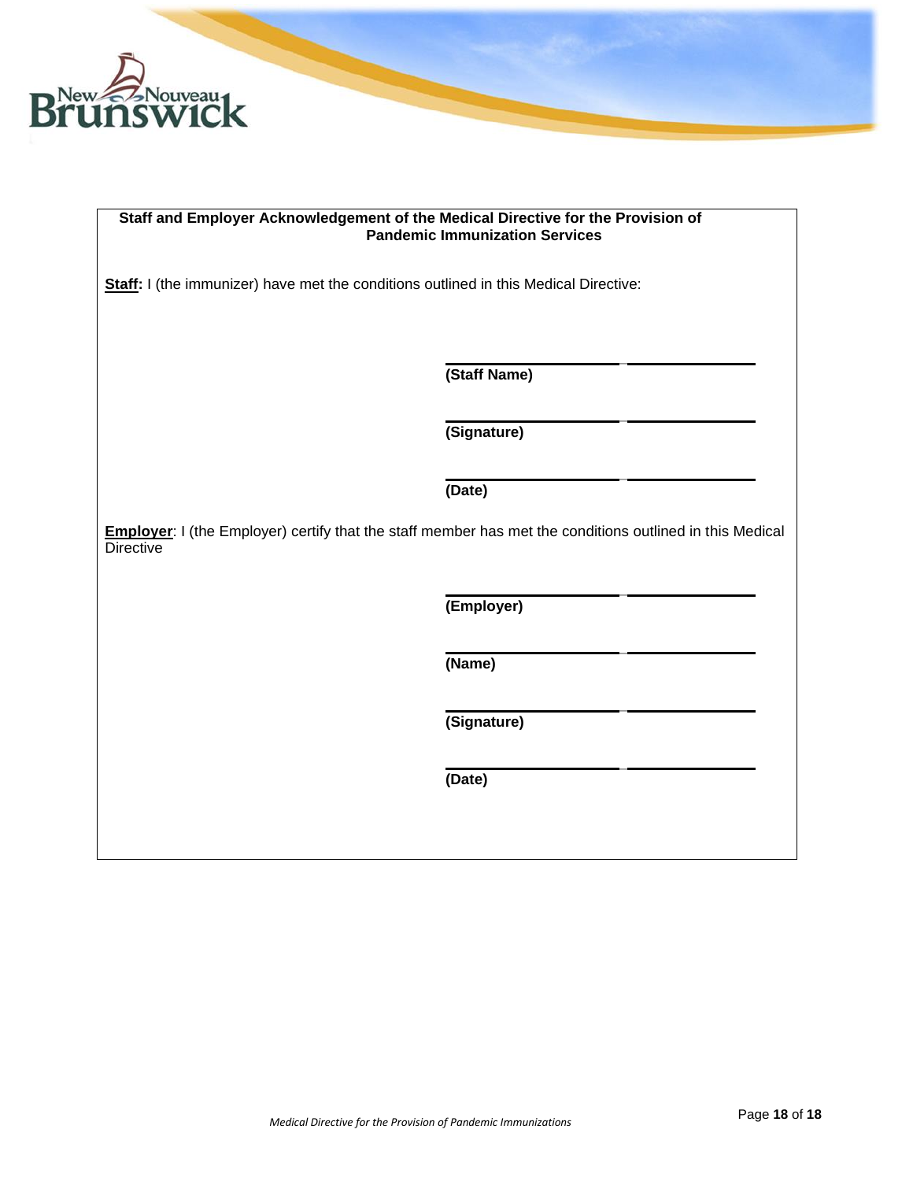**Staff and Employer Acknowledgement of the Medical Directive for the Provision of Pandemic Immunization Services**

**Staff:** I (the immunizer) have met the conditions outlined in this Medical Directive:

\_\_\_\_\_\_\_\_\_\_\_\_\_\_\_\_\_\_\_\_\_\_\_\_\_\_\_\_\_\_
**(Staff Name)**

\_\_\_\_\_\_\_\_\_\_\_\_\_\_\_\_\_\_\_\_\_\_\_\_\_\_\_\_\_\_
**(Signature)**

\_\_\_\_\_\_\_\_\_\_\_\_\_\_\_\_\_\_\_\_\_\_\_\_\_\_\_\_\_\_
**(Date)**

**Employer**: I (the Employer) certify that the staff member has met the conditions outlined in this Medical Directive

\_\_\_\_\_\_\_\_\_\_\_\_\_\_\_\_\_\_\_\_\_\_\_\_\_\_\_\_\_\_
**(Employer)**

\_\_\_\_\_\_\_\_\_\_\_\_\_\_\_\_\_\_\_\_\_\_\_\_\_\_\_\_\_\_
**(Name)**

\_\_\_\_\_\_\_\_\_\_\_\_\_\_\_\_\_\_\_\_\_\_\_\_\_\_\_\_\_\_
**(Signature)**

\_\_\_\_\_\_\_\_\_\_\_\_\_\_\_\_\_\_\_\_\_\_\_\_\_\_\_\_\_\_
**(Date)**